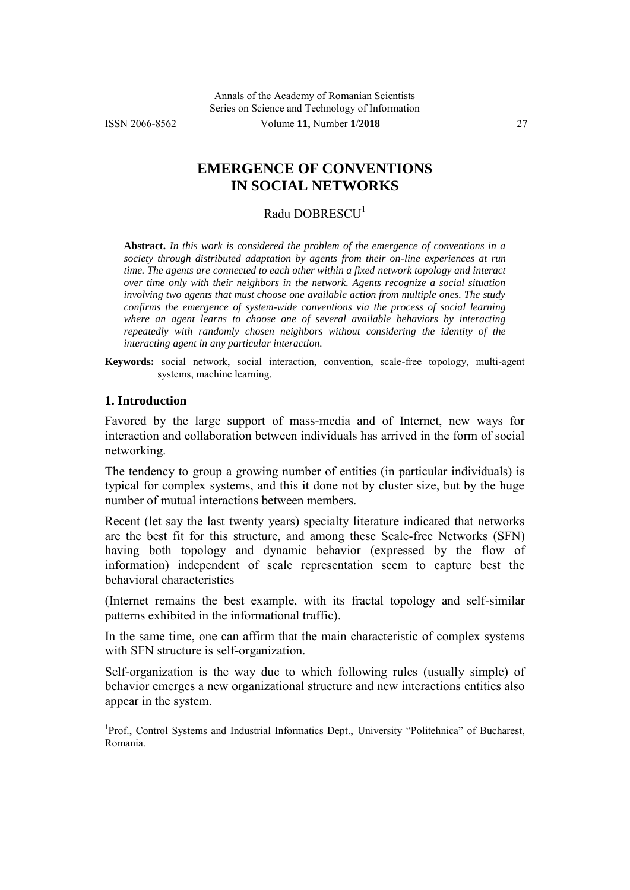# EMERGENCE OF CONVENTIONS IN SOCIAL NETWORKS

Radu DOBRESCU[1]

**Abstract.** *In this work is considered the problem of the emergence of conventions in a society through distributed adaptation by agents from their on-line experiences at run time. The agents are connected to each other within a fixed network topology and interact over time only with their neighbors in the network. Agents recognize a social situation involving two agents that must choose one available action from multiple ones. The study confirms the emergence of system-wide conventions via the process of social learning where an agent learns to choose one of several available behaviors by interacting repeatedly with randomly chosen neighbors without considering the identity of the interacting agent in any particular interaction.*

**Keywords:** social network, social interaction, convention, scale-free topology, multi-agent systems, machine learning.

## 1. Introduction

Favored by the large support of mass-media and of Internet, new ways for interaction and collaboration between individuals has arrived in the form of social networking.

The tendency to group a growing number of entities (in particular individuals) is typical for complex systems, and this it done not by cluster size, but by the huge number of mutual interactions between members.

Recent (let say the last twenty years) specialty literature indicated that networks are the best fit for this structure, and among these Scale-free Networks (SFN) having both topology and dynamic behavior (expressed by the flow of information) independent of scale representation seem to capture best the behavioral characteristics

(Internet remains the best example, with its fractal topology and self-similar patterns exhibited in the informational traffic).

In the same time, one can affirm that the main characteristic of complex systems with SFN structure is self-organization.

Self-organization is the way due to which following rules (usually simple) of behavior emerges a new organizational structure and new interactions entities also appear in the system.

---

[1] Prof., Control Systems and Industrial Informatics Dept., University "Politehnica" of Bucharest, Romania.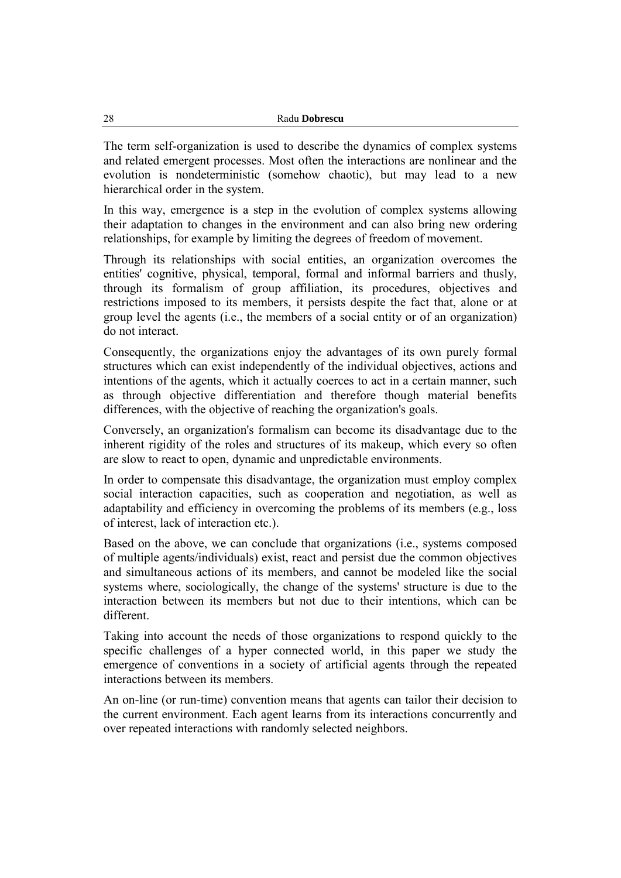The term self-organization is used to describe the dynamics of complex systems and related emergent processes. Most often the interactions are nonlinear and the evolution is nondeterministic (somehow chaotic), but may lead to a new hierarchical order in the system.

In this way, emergence is a step in the evolution of complex systems allowing their adaptation to changes in the environment and can also bring new ordering relationships, for example by limiting the degrees of freedom of movement.

Through its relationships with social entities, an organization overcomes the entities' cognitive, physical, temporal, formal and informal barriers and thusly, through its formalism of group affiliation, its procedures, objectives and restrictions imposed to its members, it persists despite the fact that, alone or at group level the agents (i.e., the members of a social entity or of an organization) do not interact.

Consequently, the organizations enjoy the advantages of its own purely formal structures which can exist independently of the individual objectives, actions and intentions of the agents, which it actually coerces to act in a certain manner, such as through objective differentiation and therefore though material benefits differences, with the objective of reaching the organization's goals.

Conversely, an organization's formalism can become its disadvantage due to the inherent rigidity of the roles and structures of its makeup, which every so often are slow to react to open, dynamic and unpredictable environments.

In order to compensate this disadvantage, the organization must employ complex social interaction capacities, such as cooperation and negotiation, as well as adaptability and efficiency in overcoming the problems of its members (e.g., loss of interest, lack of interaction etc.).

Based on the above, we can conclude that organizations (i.e., systems composed of multiple agents/individuals) exist, react and persist due the common objectives and simultaneous actions of its members, and cannot be modeled like the social systems where, sociologically, the change of the systems' structure is due to the interaction between its members but not due to their intentions, which can be different.

Taking into account the needs of those organizations to respond quickly to the specific challenges of a hyper connected world, in this paper we study the emergence of conventions in a society of artificial agents through the repeated interactions between its members.

An on-line (or run-time) convention means that agents can tailor their decision to the current environment. Each agent learns from its interactions concurrently and over repeated interactions with randomly selected neighbors.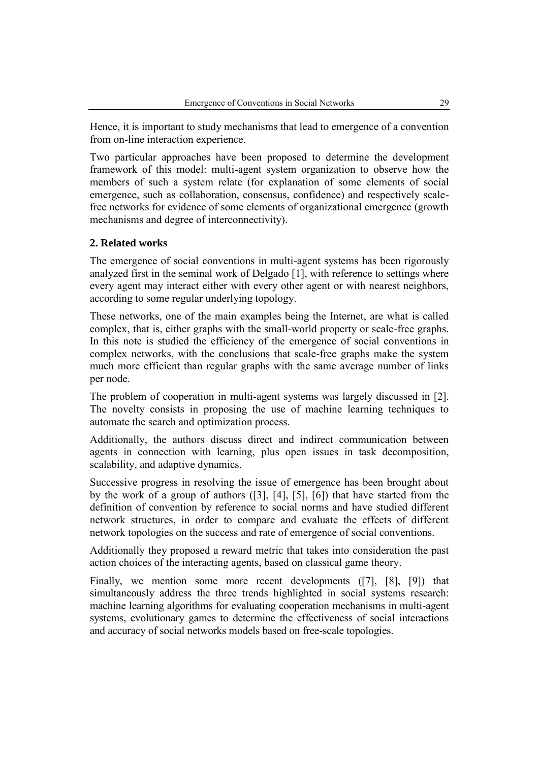Hence, it is important to study mechanisms that lead to emergence of a convention from on-line interaction experience.

Two particular approaches have been proposed to determine the development framework of this model: multi-agent system organization to observe how the members of such a system relate (for explanation of some elements of social emergence, such as collaboration, consensus, confidence) and respectively scale-free networks for evidence of some elements of organizational emergence (growth mechanisms and degree of interconnectivity).

## 2. Related works

The emergence of social conventions in multi-agent systems has been rigorously analyzed first in the seminal work of Delgado [1], with reference to settings where every agent may interact either with every other agent or with nearest neighbors, according to some regular underlying topology.

These networks, one of the main examples being the Internet, are what is called complex, that is, either graphs with the small-world property or scale-free graphs. In this note is studied the efficiency of the emergence of social conventions in complex networks, with the conclusions that scale-free graphs make the system much more efficient than regular graphs with the same average number of links per node.

The problem of cooperation in multi-agent systems was largely discussed in [2]. The novelty consists in proposing the use of machine learning techniques to automate the search and optimization process.

Additionally, the authors discuss direct and indirect communication between agents in connection with learning, plus open issues in task decomposition, scalability, and adaptive dynamics.

Successive progress in resolving the issue of emergence has been brought about by the work of a group of authors ([3], [4], [5], [6]) that have started from the definition of convention by reference to social norms and have studied different network structures, in order to compare and evaluate the effects of different network topologies on the success and rate of emergence of social conventions.

Additionally they proposed a reward metric that takes into consideration the past action choices of the interacting agents, based on classical game theory.

Finally, we mention some more recent developments ([7], [8], [9]) that simultaneously address the three trends highlighted in social systems research: machine learning algorithms for evaluating cooperation mechanisms in multi-agent systems, evolutionary games to determine the effectiveness of social interactions and accuracy of social networks models based on free-scale topologies.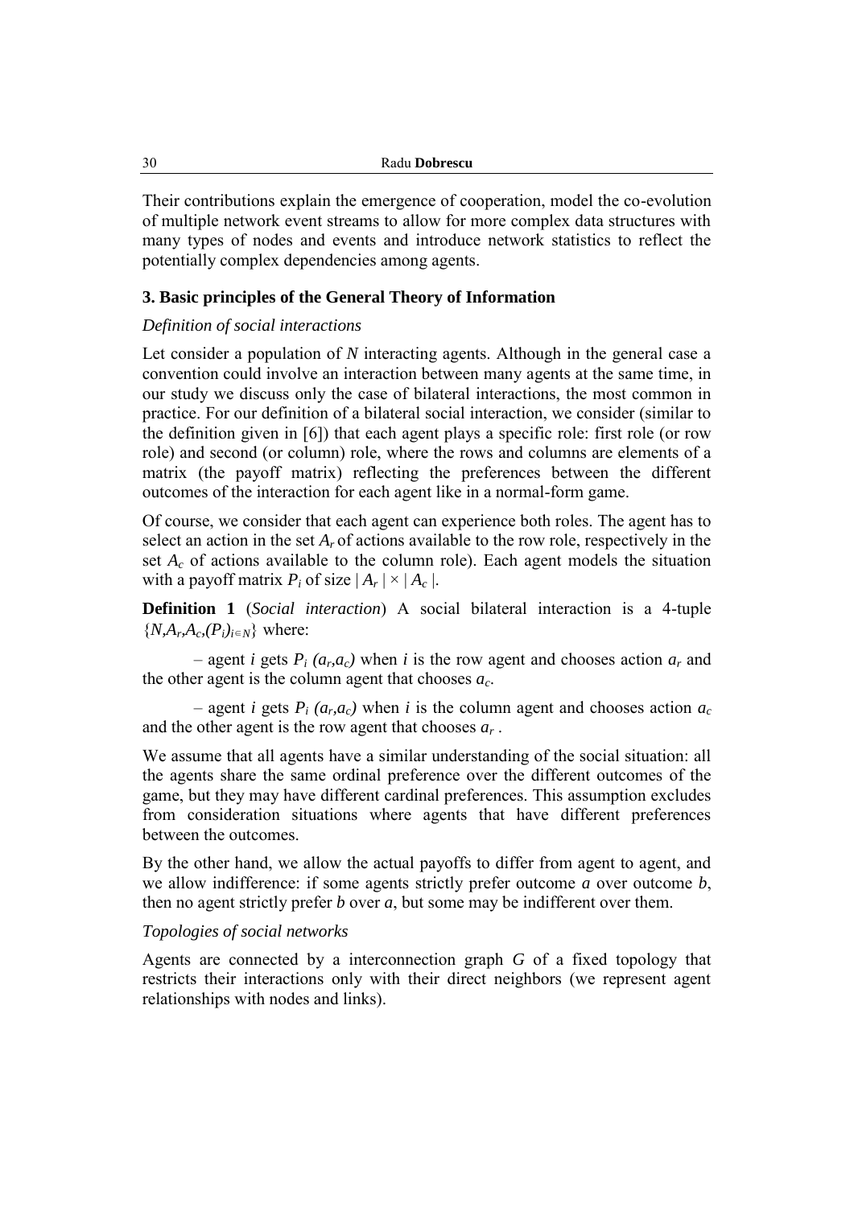Their contributions explain the emergence of cooperation, model the co-evolution of multiple network event streams to allow for more complex data structures with many types of nodes and events and introduce network statistics to reflect the potentially complex dependencies among agents.

### 3. Basic principles of the General Theory of Information

*Definition of social interactions*

Let consider a population of $N$ interacting agents. Although in the general case a convention could involve an interaction between many agents at the same time, in our study we discuss only the case of bilateral interactions, the most common in practice. For our definition of a bilateral social interaction, we consider (similar to the definition given in [6]) that each agent plays a specific role: first role (or row role) and second (or column) role, where the rows and columns are elements of a matrix (the payoff matrix) reflecting the preferences between the different outcomes of the interaction for each agent like in a normal-form game.

Of course, we consider that each agent can experience both roles. The agent has to select an action in the set $A_r$ of actions available to the row role, respectively in the set $A_c$ of actions available to the column role). Each agent models the situation with a payoff matrix $P_i$ of size $|A_r| \times |A_c|$.

**Definition 1** (*Social interaction*) A social bilateral interaction is a 4-tuple $\{N, A_r, A_c, (P_i)_{i \in N}\}$ where:

– agent $i$ gets $P_i\ (a_r, a_c)$ when $i$ is the row agent and chooses action $a_r$ and the other agent is the column agent that chooses $a_c$.

– agent $i$ gets $P_i\ (a_r, a_c)$ when $i$ is the column agent and chooses action $a_c$ and the other agent is the row agent that chooses $a_r$ .

We assume that all agents have a similar understanding of the social situation: all the agents share the same ordinal preference over the different outcomes of the game, but they may have different cardinal preferences. This assumption excludes from consideration situations where agents that have different preferences between the outcomes.

By the other hand, we allow the actual payoffs to differ from agent to agent, and we allow indifference: if some agents strictly prefer outcome $a$ over outcome $b$, then no agent strictly prefer $b$ over $a$, but some may be indifferent over them.

*Topologies of social networks*

Agents are connected by a interconnection graph $G$ of a fixed topology that restricts their interactions only with their direct neighbors (we represent agent relationships with nodes and links).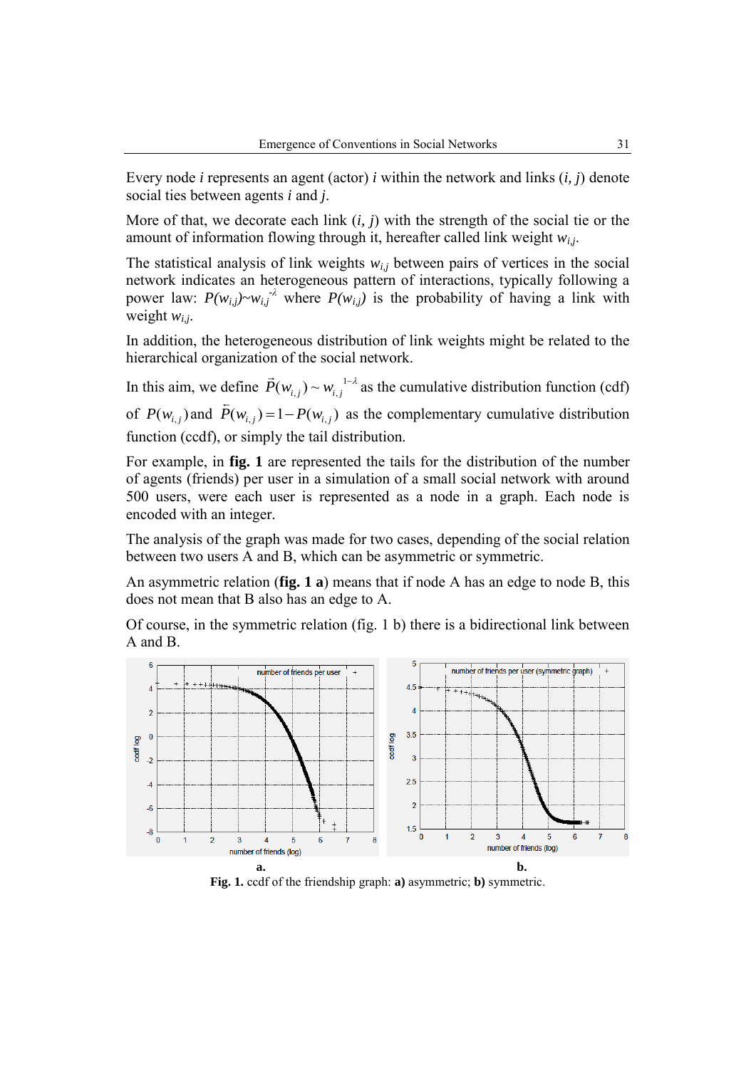Every node $i$ represents an agent (actor) $i$ within the network and links $(i, j)$ denote social ties between agents $i$ and $j$.

More of that, we decorate each link $(i, j)$ with the strength of the social tie or the amount of information flowing through it, hereafter called link weight $w_{i,j}$.

The statistical analysis of link weights $w_{i,j}$ between pairs of vertices in the social network indicates an heterogeneous pattern of interactions, typically following a power law: $P(w_{i,j}) \sim w_{i,j}^{-\lambda}$ where $P(w_{i,j})$ is the probability of having a link with weight $w_{i,j}$.

In addition, the heterogeneous distribution of link weights might be related to the hierarchical organization of the social network.

In this aim, we define $\vec{P}(w_{i,j}) \sim w_{i,j}^{1-\lambda}$ as the cumulative distribution function (cdf) of $P(w_{i,j})$ and $\overleftarrow{P}(w_{i,j}) = 1 - P(w_{i,j})$ as the complementary cumulative distribution function (ccdf), or simply the tail distribution.

For example, in **fig. 1** are represented the tails for the distribution of the number of agents (friends) per user in a simulation of a small social network with around 500 users, were each user is represented as a node in a graph. Each node is encoded with an integer.

The analysis of the graph was made for two cases, depending of the social relation between two users A and B, which can be asymmetric or symmetric.

An asymmetric relation (**fig. 1 a**) means that if node A has an edge to node B, this does not mean that B also has an edge to A.

Of course, in the symmetric relation (fig. 1 b) there is a bidirectional link between A and B.

**Fig. 1.** ccdf of the friendship graph: **a)** asymmetric; **b)** symmetric.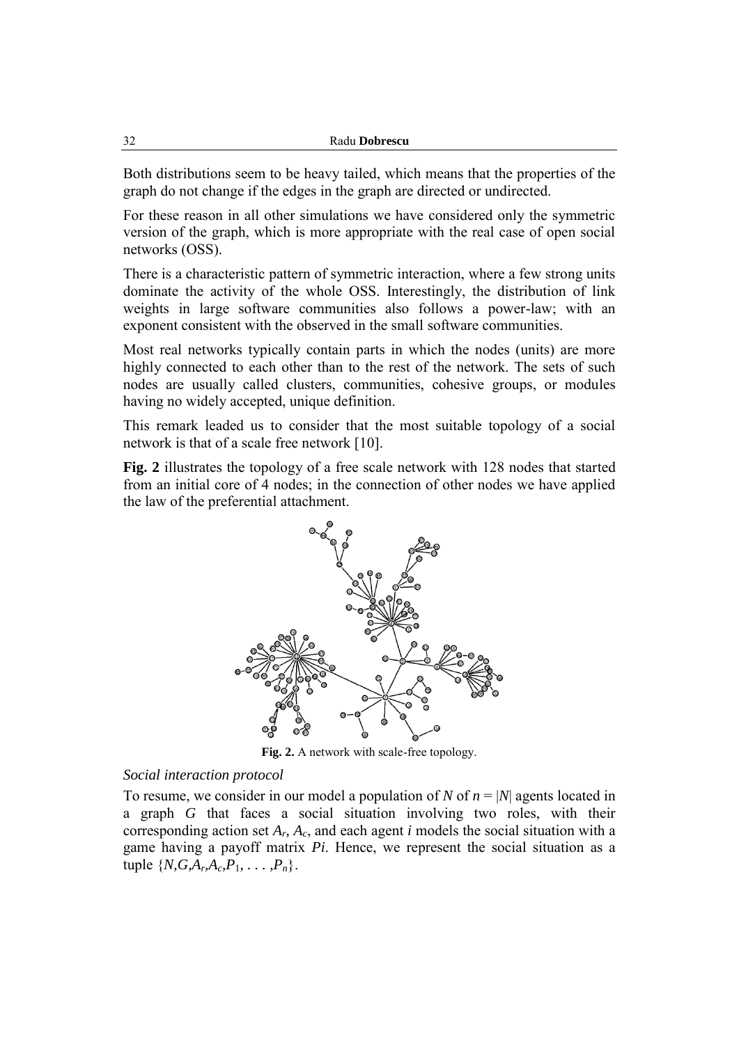Both distributions seem to be heavy tailed, which means that the properties of the graph do not change if the edges in the graph are directed or undirected.

For these reason in all other simulations we have considered only the symmetric version of the graph, which is more appropriate with the real case of open social networks (OSS).

There is a characteristic pattern of symmetric interaction, where a few strong units dominate the activity of the whole OSS. Interestingly, the distribution of link weights in large software communities also follows a power-law; with an exponent consistent with the observed in the small software communities.

Most real networks typically contain parts in which the nodes (units) are more highly connected to each other than to the rest of the network. The sets of such nodes are usually called clusters, communities, cohesive groups, or modules having no widely accepted, unique definition.

This remark leaded us to consider that the most suitable topology of a social network is that of a scale free network [10].

**Fig. 2** illustrates the topology of a free scale network with 128 nodes that started from an initial core of 4 nodes; in the connection of other nodes we have applied the law of the preferential attachment.

**Fig. 2.** A network with scale-free topology.

*Social interaction protocol*

To resume, we consider in our model a population of $N$ of $n = |N|$ agents located in a graph $G$ that faces a social situation involving two roles, with their corresponding action set $A_r$, $A_c$, and each agent $i$ models the social situation with a game having a payoff matrix $Pi$. Hence, we represent the social situation as a tuple $\{N,G,A_r,A_c,P_1, \ldots ,P_n\}$.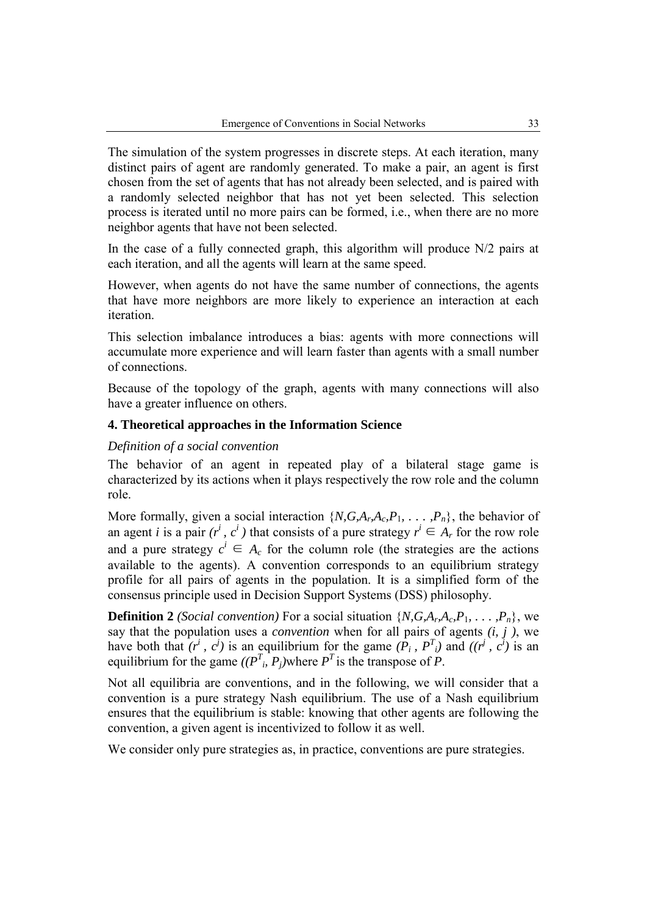The simulation of the system progresses in discrete steps. At each iteration, many distinct pairs of agent are randomly generated. To make a pair, an agent is first chosen from the set of agents that has not already been selected, and is paired with a randomly selected neighbor that has not yet been selected. This selection process is iterated until no more pairs can be formed, i.e., when there are no more neighbor agents that have not been selected.

In the case of a fully connected graph, this algorithm will produce N/2 pairs at each iteration, and all the agents will learn at the same speed.

However, when agents do not have the same number of connections, the agents that have more neighbors are more likely to experience an interaction at each iteration.

This selection imbalance introduces a bias: agents with more connections will accumulate more experience and will learn faster than agents with a small number of connections.

Because of the topology of the graph, agents with many connections will also have a greater influence on others.

### 4. Theoretical approaches in the Information Science

*Definition of a social convention*

The behavior of an agent in repeated play of a bilateral stage game is characterized by its actions when it plays respectively the row role and the column role.

More formally, given a social interaction $\{N, G, A_r, A_c, P_1, \ldots, P_n\}$, the behavior of an agent *i* is a pair $(r^i, c^i)$ that consists of a pure strategy $r^i \in A_r$ for the row role and a pure strategy $c^i \in A_c$ for the column role (the strategies are the actions available to the agents). A convention corresponds to an equilibrium strategy profile for all pairs of agents in the population. It is a simplified form of the consensus principle used in Decision Support Systems (DSS) philosophy.

**Definition 2** *(Social convention)* For a social situation $\{N, G, A_r, A_c, P_1, \ldots, P_n\}$, we say that the population uses a *convention* when for all pairs of agents $(i, j)$, we have both that $(r^i, c^j)$ is an equilibrium for the game $(P_i, P^T_i)$ and $((r^j, c^i)$ is an equilibrium for the game $((P^T_i, P_j)$where $P^T$ is the transpose of $P$.

Not all equilibria are conventions, and in the following, we will consider that a convention is a pure strategy Nash equilibrium. The use of a Nash equilibrium ensures that the equilibrium is stable: knowing that other agents are following the convention, a given agent is incentivized to follow it as well.

We consider only pure strategies as, in practice, conventions are pure strategies.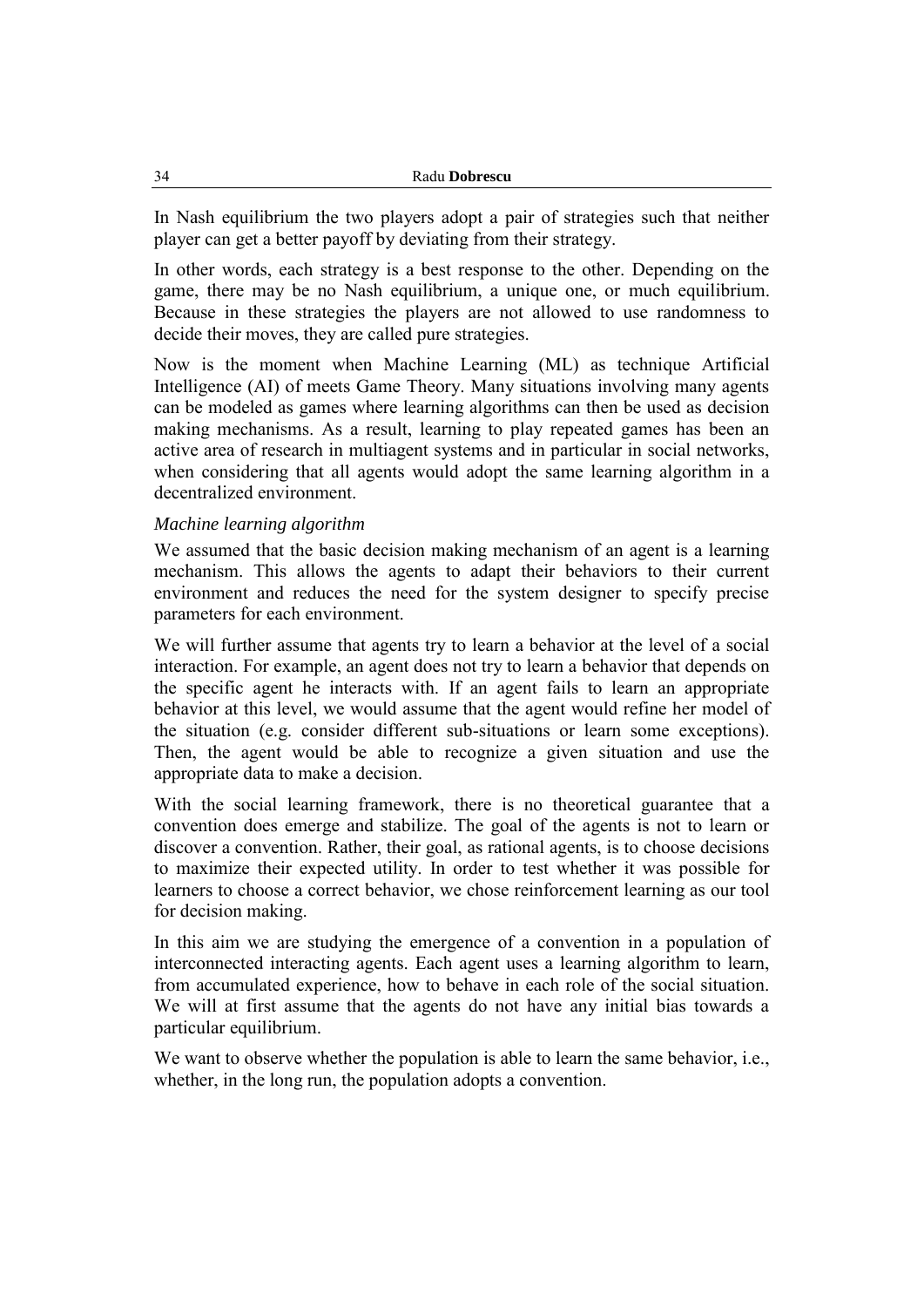In Nash equilibrium the two players adopt a pair of strategies such that neither player can get a better payoff by deviating from their strategy.

In other words, each strategy is a best response to the other. Depending on the game, there may be no Nash equilibrium, a unique one, or much equilibrium. Because in these strategies the players are not allowed to use randomness to decide their moves, they are called pure strategies.

Now is the moment when Machine Learning (ML) as technique Artificial Intelligence (AI) of meets Game Theory. Many situations involving many agents can be modeled as games where learning algorithms can then be used as decision making mechanisms. As a result, learning to play repeated games has been an active area of research in multiagent systems and in particular in social networks, when considering that all agents would adopt the same learning algorithm in a decentralized environment.

*Machine learning algorithm*

We assumed that the basic decision making mechanism of an agent is a learning mechanism. This allows the agents to adapt their behaviors to their current environment and reduces the need for the system designer to specify precise parameters for each environment.

We will further assume that agents try to learn a behavior at the level of a social interaction. For example, an agent does not try to learn a behavior that depends on the specific agent he interacts with. If an agent fails to learn an appropriate behavior at this level, we would assume that the agent would refine her model of the situation (e.g. consider different sub-situations or learn some exceptions). Then, the agent would be able to recognize a given situation and use the appropriate data to make a decision.

With the social learning framework, there is no theoretical guarantee that a convention does emerge and stabilize. The goal of the agents is not to learn or discover a convention. Rather, their goal, as rational agents, is to choose decisions to maximize their expected utility. In order to test whether it was possible for learners to choose a correct behavior, we chose reinforcement learning as our tool for decision making.

In this aim we are studying the emergence of a convention in a population of interconnected interacting agents. Each agent uses a learning algorithm to learn, from accumulated experience, how to behave in each role of the social situation. We will at first assume that the agents do not have any initial bias towards a particular equilibrium.

We want to observe whether the population is able to learn the same behavior, i.e., whether, in the long run, the population adopts a convention.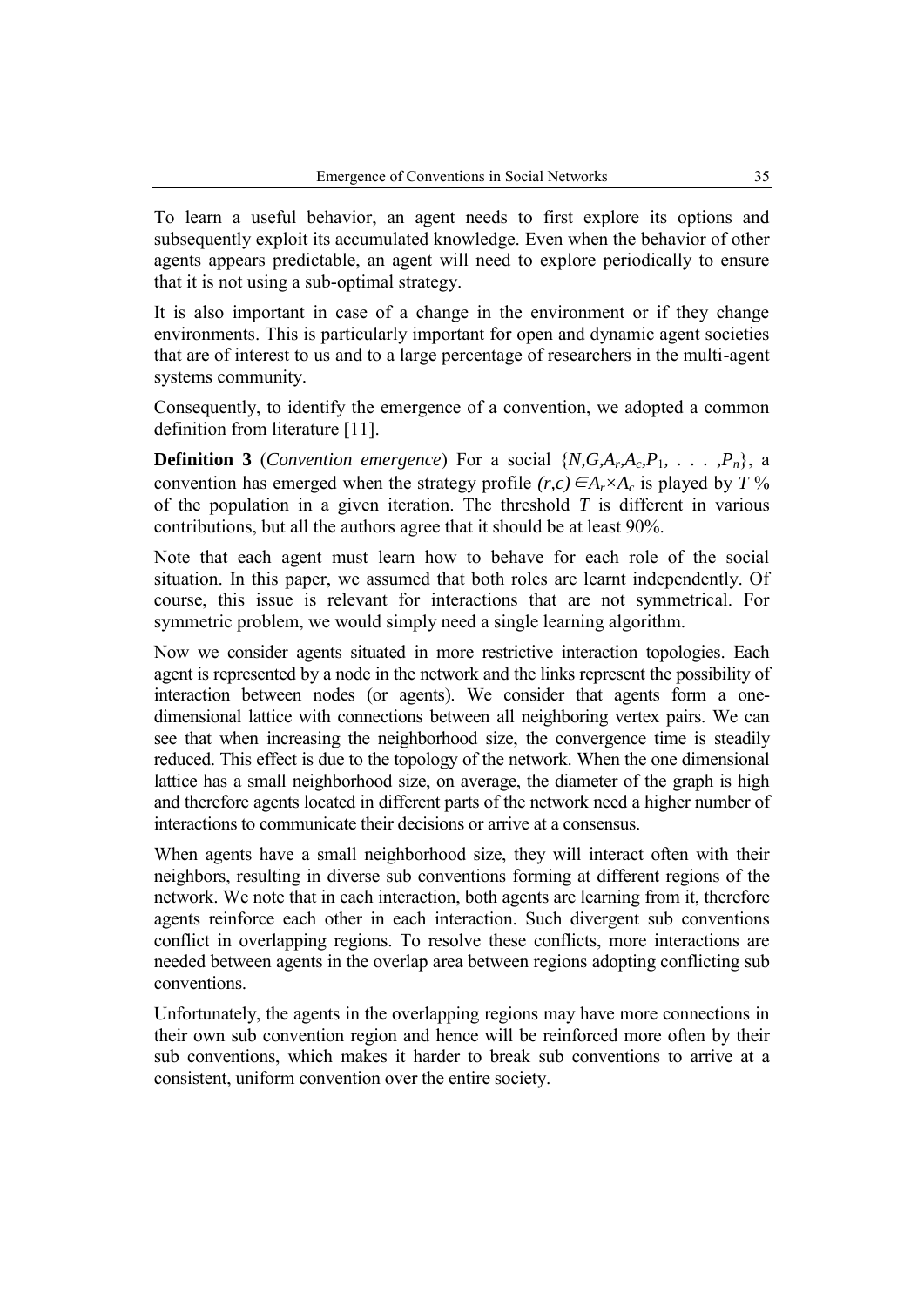To learn a useful behavior, an agent needs to first explore its options and subsequently exploit its accumulated knowledge. Even when the behavior of other agents appears predictable, an agent will need to explore periodically to ensure that it is not using a sub-optimal strategy.

It is also important in case of a change in the environment or if they change environments. This is particularly important for open and dynamic agent societies that are of interest to us and to a large percentage of researchers in the multi-agent systems community.

Consequently, to identify the emergence of a convention, we adopted a common definition from literature [11].

**Definition 3** (*Convention emergence*) For a social $\{N, G, A_r, A_c, P_1, \ldots, P_n\}$, a convention has emerged when the strategy profile $(r,c) \in A_r \times A_c$ is played by $T$ % of the population in a given iteration. The threshold $T$ is different in various contributions, but all the authors agree that it should be at least 90%.

Note that each agent must learn how to behave for each role of the social situation. In this paper, we assumed that both roles are learnt independently. Of course, this issue is relevant for interactions that are not symmetrical. For symmetric problem, we would simply need a single learning algorithm.

Now we consider agents situated in more restrictive interaction topologies. Each agent is represented by a node in the network and the links represent the possibility of interaction between nodes (or agents). We consider that agents form a one-dimensional lattice with connections between all neighboring vertex pairs. We can see that when increasing the neighborhood size, the convergence time is steadily reduced. This effect is due to the topology of the network. When the one dimensional lattice has a small neighborhood size, on average, the diameter of the graph is high and therefore agents located in different parts of the network need a higher number of interactions to communicate their decisions or arrive at a consensus.

When agents have a small neighborhood size, they will interact often with their neighbors, resulting in diverse sub conventions forming at different regions of the network. We note that in each interaction, both agents are learning from it, therefore agents reinforce each other in each interaction. Such divergent sub conventions conflict in overlapping regions. To resolve these conflicts, more interactions are needed between agents in the overlap area between regions adopting conflicting sub conventions.

Unfortunately, the agents in the overlapping regions may have more connections in their own sub convention region and hence will be reinforced more often by their sub conventions, which makes it harder to break sub conventions to arrive at a consistent, uniform convention over the entire society.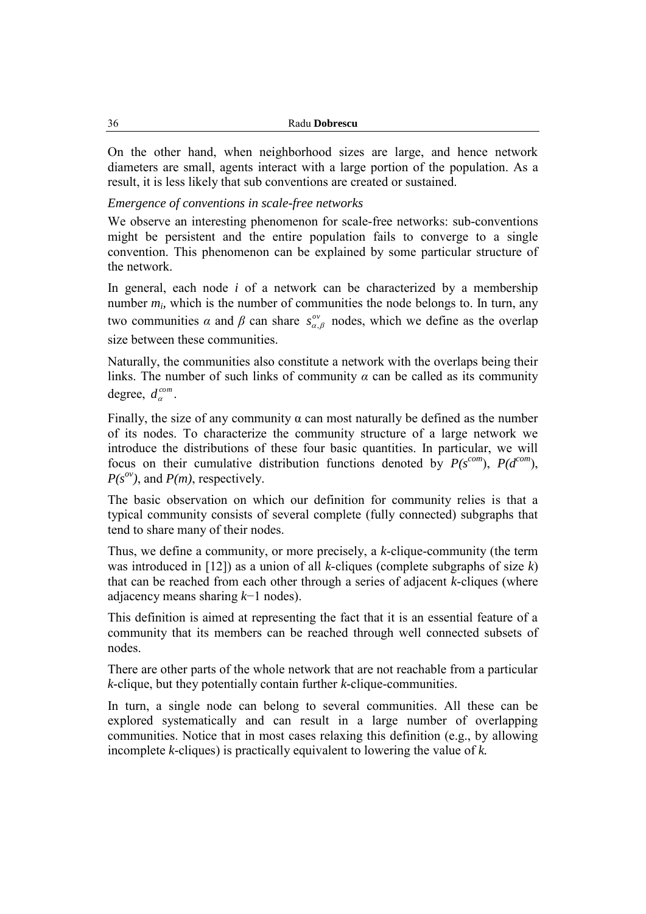On the other hand, when neighborhood sizes are large, and hence network diameters are small, agents interact with a large portion of the population. As a result, it is less likely that sub conventions are created or sustained.

*Emergence of conventions in scale-free networks*

We observe an interesting phenomenon for scale-free networks: sub-conventions might be persistent and the entire population fails to converge to a single convention. This phenomenon can be explained by some particular structure of the network.

In general, each node *i* of a network can be characterized by a membership number $m_i$, which is the number of communities the node belongs to. In turn, any two communities $\alpha$ and $\beta$ can share $s^{ov}_{\alpha,\beta}$ nodes, which we define as the overlap size between these communities.

Naturally, the communities also constitute a network with the overlaps being their links. The number of such links of community $\alpha$ can be called as its community degree, $d^{com}_{\alpha}$.

Finally, the size of any community α can most naturally be defined as the number of its nodes. To characterize the community structure of a large network we introduce the distributions of these four basic quantities. In particular, we will focus on their cumulative distribution functions denoted by $P(s^{com})$, $P(d^{com})$, $P(s^{ov})$, and $P(m)$, respectively.

The basic observation on which our definition for community relies is that a typical community consists of several complete (fully connected) subgraphs that tend to share many of their nodes.

Thus, we define a community, or more precisely, a *k*-clique-community (the term was introduced in [12]) as a union of all *k*-cliques (complete subgraphs of size *k*) that can be reached from each other through a series of adjacent *k*-cliques (where adjacency means sharing $k-1$ nodes).

This definition is aimed at representing the fact that it is an essential feature of a community that its members can be reached through well connected subsets of nodes.

There are other parts of the whole network that are not reachable from a particular *k*-clique, but they potentially contain further *k*-clique-communities.

In turn, a single node can belong to several communities. All these can be explored systematically and can result in a large number of overlapping communities. Notice that in most cases relaxing this definition (e.g., by allowing incomplete *k*-cliques) is practically equivalent to lowering the value of *k*.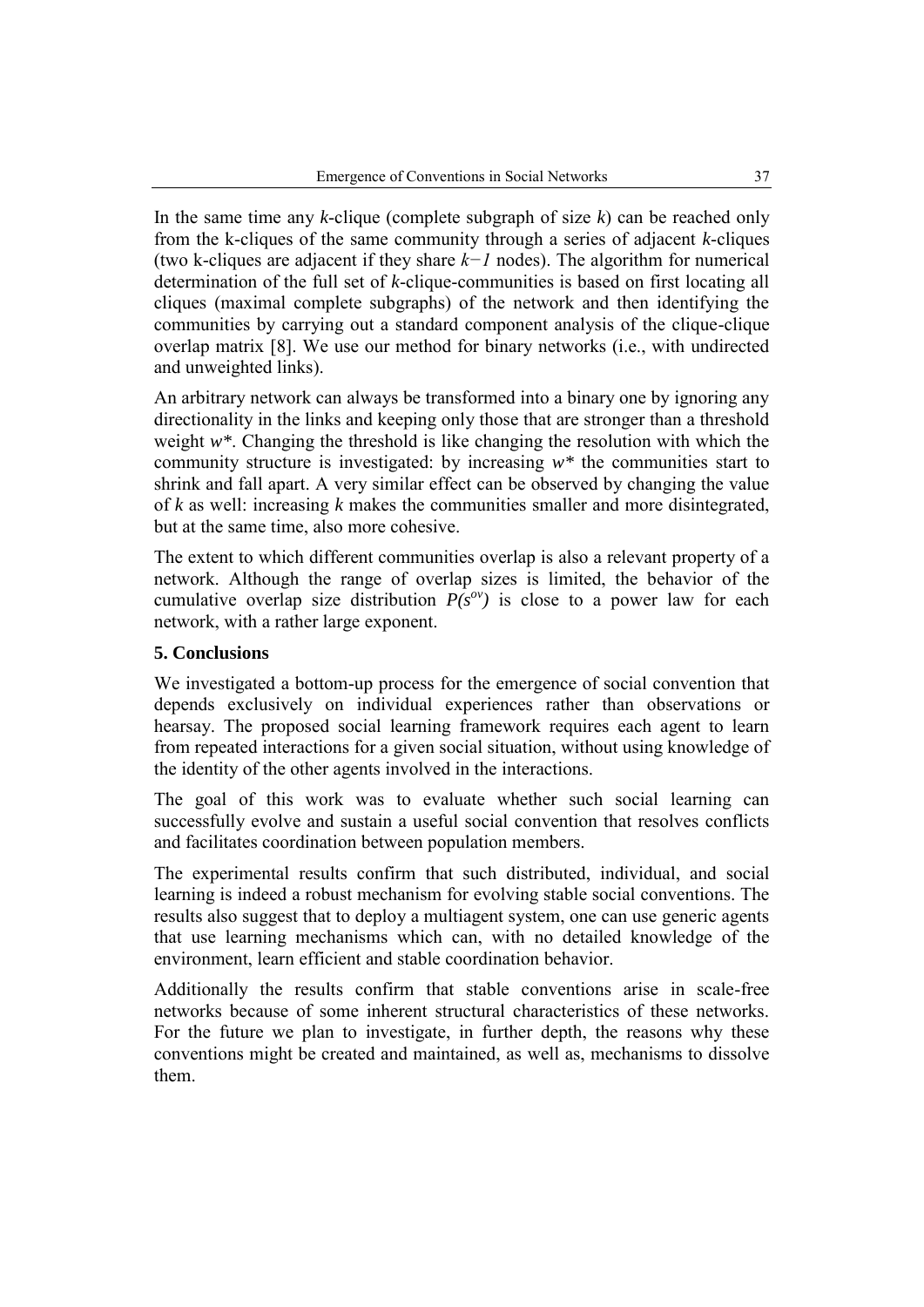In the same time any $k$-clique (complete subgraph of size $k$) can be reached only from the k-cliques of the same community through a series of adjacent $k$-cliques (two k-cliques are adjacent if they share $k-1$ nodes). The algorithm for numerical determination of the full set of $k$-clique-communities is based on first locating all cliques (maximal complete subgraphs) of the network and then identifying the communities by carrying out a standard component analysis of the clique-clique overlap matrix [8]. We use our method for binary networks (i.e., with undirected and unweighted links).

An arbitrary network can always be transformed into a binary one by ignoring any directionality in the links and keeping only those that are stronger than a threshold weight $w^*$. Changing the threshold is like changing the resolution with which the community structure is investigated: by increasing $w^*$ the communities start to shrink and fall apart. A very similar effect can be observed by changing the value of $k$ as well: increasing $k$ makes the communities smaller and more disintegrated, but at the same time, also more cohesive.

The extent to which different communities overlap is also a relevant property of a network. Although the range of overlap sizes is limited, the behavior of the cumulative overlap size distribution $P(s^{ov})$ is close to a power law for each network, with a rather large exponent.

## 5. Conclusions

We investigated a bottom-up process for the emergence of social convention that depends exclusively on individual experiences rather than observations or hearsay. The proposed social learning framework requires each agent to learn from repeated interactions for a given social situation, without using knowledge of the identity of the other agents involved in the interactions.

The goal of this work was to evaluate whether such social learning can successfully evolve and sustain a useful social convention that resolves conflicts and facilitates coordination between population members.

The experimental results confirm that such distributed, individual, and social learning is indeed a robust mechanism for evolving stable social conventions. The results also suggest that to deploy a multiagent system, one can use generic agents that use learning mechanisms which can, with no detailed knowledge of the environment, learn efficient and stable coordination behavior.

Additionally the results confirm that stable conventions arise in scale-free networks because of some inherent structural characteristics of these networks. For the future we plan to investigate, in further depth, the reasons why these conventions might be created and maintained, as well as, mechanisms to dissolve them.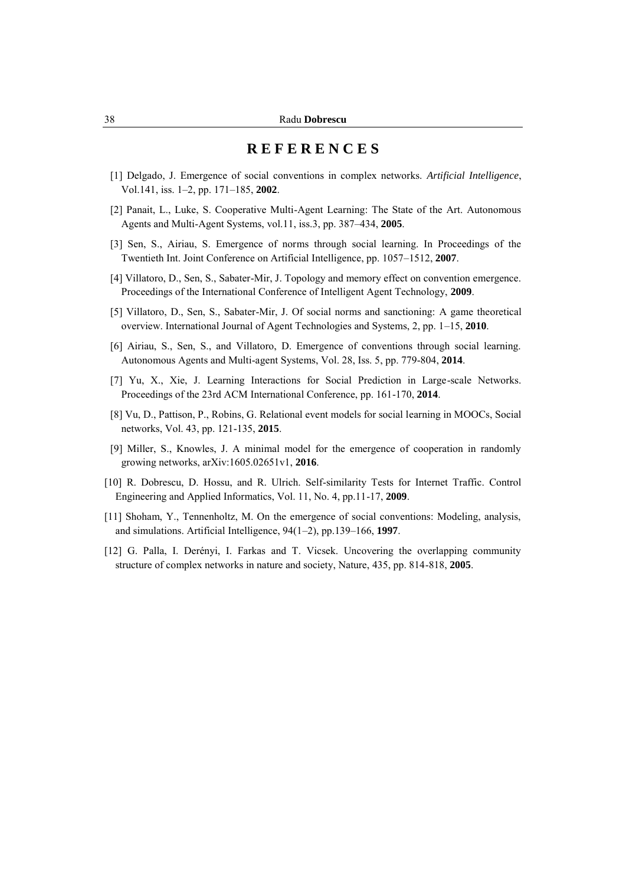# REFERENCES

[1] Delgado, J. Emergence of social conventions in complex networks. *Artificial Intelligence*, Vol.141, iss. 1–2, pp. 171–185, **2002**.

[2] Panait, L., Luke, S. Cooperative Multi-Agent Learning: The State of the Art. Autonomous Agents and Multi-Agent Systems, vol.11, iss.3, pp. 387–434, **2005**.

[3] Sen, S., Airiau, S. Emergence of norms through social learning. In Proceedings of the Twentieth Int. Joint Conference on Artificial Intelligence, pp. 1057–1512, **2007**.

[4] Villatoro, D., Sen, S., Sabater-Mir, J. Topology and memory effect on convention emergence. Proceedings of the International Conference of Intelligent Agent Technology, **2009**.

[5] Villatoro, D., Sen, S., Sabater-Mir, J. Of social norms and sanctioning: A game theoretical overview. International Journal of Agent Technologies and Systems, 2, pp. 1–15, **2010**.

[6] Airiau, S., Sen, S., and Villatoro, D. Emergence of conventions through social learning. Autonomous Agents and Multi-agent Systems, Vol. 28, Iss. 5, pp. 779-804, **2014**.

[7] Yu, X., Xie, J. Learning Interactions for Social Prediction in Large-scale Networks. Proceedings of the 23rd ACM International Conference, pp. 161-170, **2014**.

[8] Vu, D., Pattison, P., Robins, G. Relational event models for social learning in MOOCs, Social networks, Vol. 43, pp. 121-135, **2015**.

[9] Miller, S., Knowles, J. A minimal model for the emergence of cooperation in randomly growing networks, arXiv:1605.02651v1, **2016**.

[10] R. Dobrescu, D. Hossu, and R. Ulrich. Self-similarity Tests for Internet Traffic. Control Engineering and Applied Informatics, Vol. 11, No. 4, pp.11-17, **2009**.

[11] Shoham, Y., Tennenholtz, M. On the emergence of social conventions: Modeling, analysis, and simulations. Artificial Intelligence, 94(1–2), pp.139–166, **1997**.

[12] G. Palla, I. Derényi, I. Farkas and T. Vicsek. Uncovering the overlapping community structure of complex networks in nature and society, Nature, 435, pp. 814-818, **2005**.